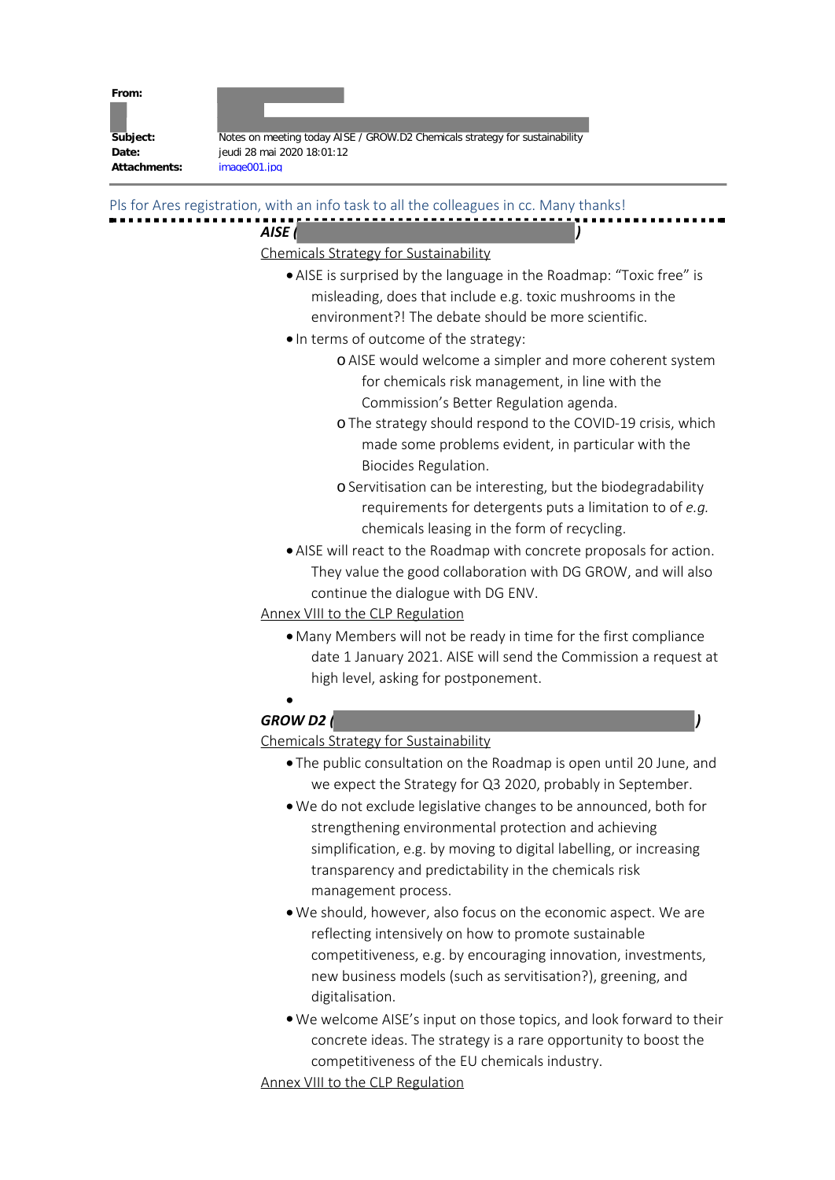**From:**

**Subject:** Notes on meeting today AISE / GROW.D2 Chemicals strategy for sustainability
**Date:** jeudi 28 mai 2020 18:01:12
**Attachments:** image001.jpg

---

Pls for Ares registration, with an info task to all the colleagues in cc. Many thanks!

---

***AISE ( )***

Chemicals Strategy for Sustainability

- AISE is surprised by the language in the Roadmap: "Toxic free" is misleading, does that include e.g. toxic mushrooms in the environment?! The debate should be more scientific.
- In terms of outcome of the strategy:
  - AISE would welcome a simpler and more coherent system for chemicals risk management, in line with the Commission's Better Regulation agenda.
  - The strategy should respond to the COVID-19 crisis, which made some problems evident, in particular with the Biocides Regulation.
  - Servitisation can be interesting, but the biodegradability requirements for detergents puts a limitation to of *e.g.* chemicals leasing in the form of recycling.
- AISE will react to the Roadmap with concrete proposals for action. They value the good collaboration with DG GROW, and will also continue the dialogue with DG ENV.

Annex VIII to the CLP Regulation

- Many Members will not be ready in time for the first compliance date 1 January 2021. AISE will send the Commission a request at high level, asking for postponement.
-

***GROW D2 ( )***

Chemicals Strategy for Sustainability

- The public consultation on the Roadmap is open until 20 June, and we expect the Strategy for Q3 2020, probably in September.
- We do not exclude legislative changes to be announced, both for strengthening environmental protection and achieving simplification, e.g. by moving to digital labelling, or increasing transparency and predictability in the chemicals risk management process.
- We should, however, also focus on the economic aspect. We are reflecting intensively on how to promote sustainable competitiveness, e.g. by encouraging innovation, investments, new business models (such as servitisation?), greening, and digitalisation.
- We welcome AISE's input on those topics, and look forward to their concrete ideas. The strategy is a rare opportunity to boost the competitiveness of the EU chemicals industry.

Annex VIII to the CLP Regulation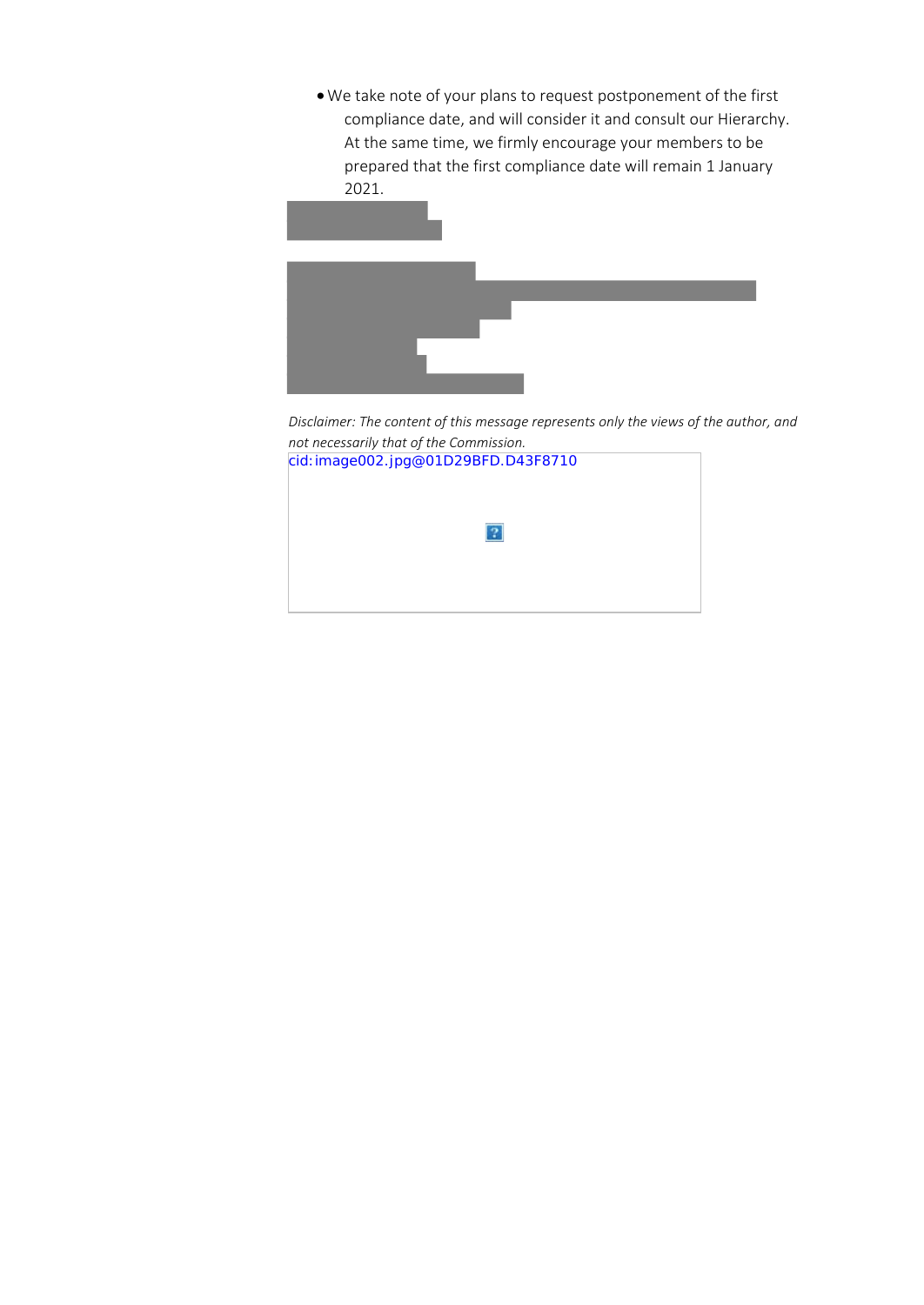- We take note of your plans to request postponement of the first compliance date, and will consider it and consult our Hierarchy. At the same time, we firmly encourage your members to be prepared that the first compliance date will remain 1 January 2021.

*Disclaimer: The content of this message represents only the views of the author, and not necessarily that of the Commission.*

cid:image002.jpg@01D29BFD.D43F8710